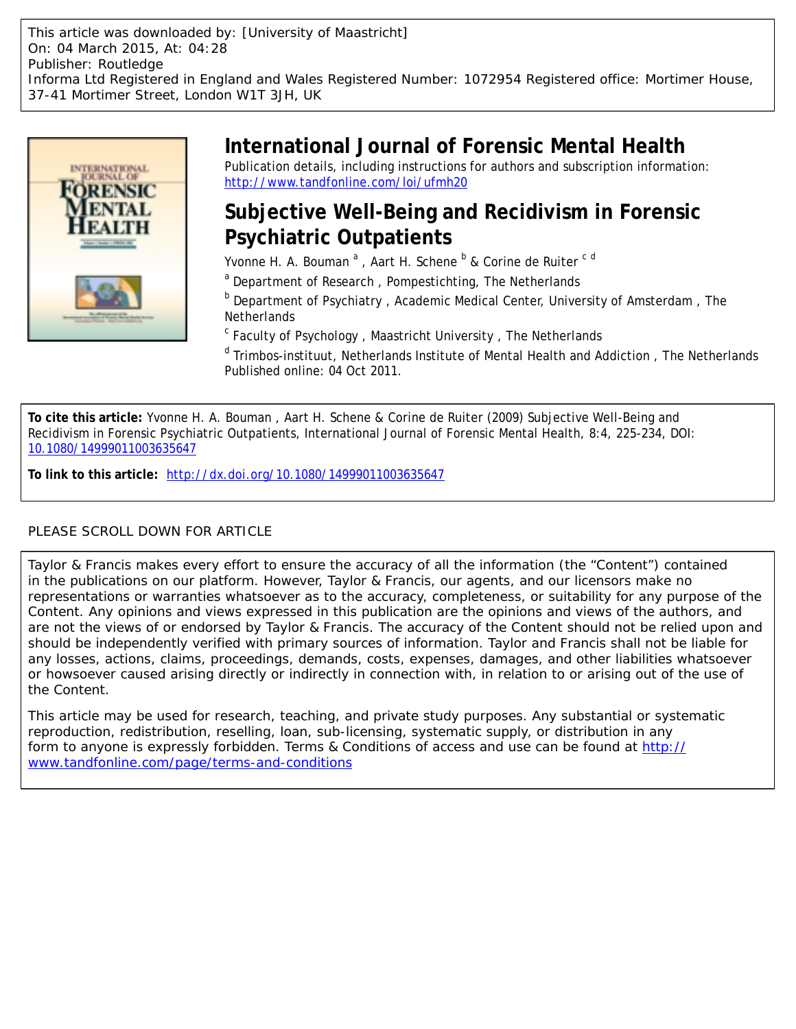This article was downloaded by: [University of Maastricht]
On: 04 March 2015, At: 04:28
Publisher: Routledge
Informa Ltd Registered in England and Wales Registered Number: 1072954 Registered office: Mortimer House, 37-41 Mortimer Street, London W1T 3JH, UK

# International Journal of Forensic Mental Health

Publication details, including instructions for authors and subscription information:
http://www.tandfonline.com/loi/ufmh20

## Subjective Well-Being and Recidivism in Forensic Psychiatric Outpatients

Yvonne H. A. Bouman [a], Aart H. Schene [b] & Corine de Ruiter [c d]

[a] Department of Research, Pompestichting, The Netherlands

[b] Department of Psychiatry, Academic Medical Center, University of Amsterdam, The Netherlands

[c] Faculty of Psychology, Maastricht University, The Netherlands

[d] Trimbos-instituut, Netherlands Institute of Mental Health and Addiction, The Netherlands

Published online: 04 Oct 2011.

**To cite this article:** Yvonne H. A. Bouman, Aart H. Schene & Corine de Ruiter (2009) Subjective Well-Being and Recidivism in Forensic Psychiatric Outpatients, International Journal of Forensic Mental Health, 8:4, 225-234, DOI: 10.1080/14999011003635647

**To link to this article:** http://dx.doi.org/10.1080/14999011003635647

PLEASE SCROLL DOWN FOR ARTICLE

Taylor & Francis makes every effort to ensure the accuracy of all the information (the "Content") contained in the publications on our platform. However, Taylor & Francis, our agents, and our licensors make no representations or warranties whatsoever as to the accuracy, completeness, or suitability for any purpose of the Content. Any opinions and views expressed in this publication are the opinions and views of the authors, and are not the views of or endorsed by Taylor & Francis. The accuracy of the Content should not be relied upon and should be independently verified with primary sources of information. Taylor and Francis shall not be liable for any losses, actions, claims, proceedings, demands, costs, expenses, damages, and other liabilities whatsoever or howsoever caused arising directly or indirectly in connection with, in relation to or arising out of the use of the Content.

This article may be used for research, teaching, and private study purposes. Any substantial or systematic reproduction, redistribution, reselling, loan, sub-licensing, systematic supply, or distribution in any form to anyone is expressly forbidden. Terms & Conditions of access and use can be found at http://www.tandfonline.com/page/terms-and-conditions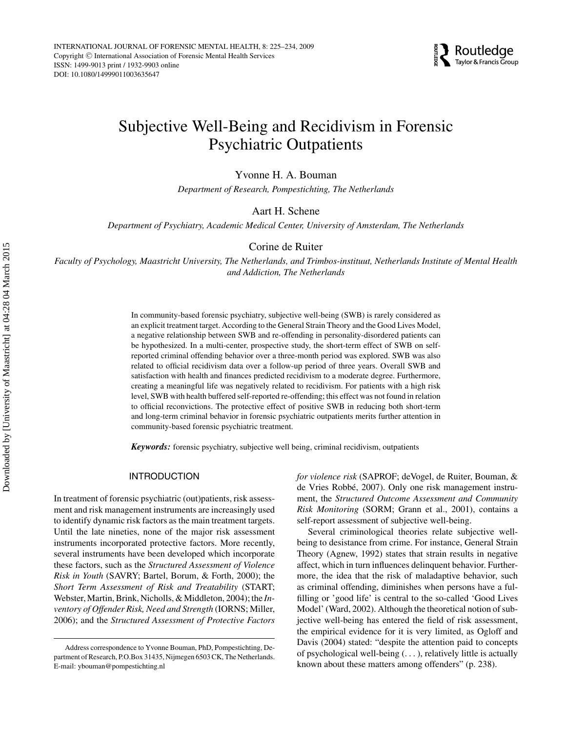# Subjective Well-Being and Recidivism in Forensic Psychiatric Outpatients

Yvonne H. A. Bouman

*Department of Research, Pompestichting, The Netherlands*

Aart H. Schene

*Department of Psychiatry, Academic Medical Center, University of Amsterdam, The Netherlands*

Corine de Ruiter

*Faculty of Psychology, Maastricht University, The Netherlands, and Trimbos-instituut, Netherlands Institute of Mental Health and Addiction, The Netherlands*

In community-based forensic psychiatry, subjective well-being (SWB) is rarely considered as an explicit treatment target. According to the General Strain Theory and the Good Lives Model, a negative relationship between SWB and re-offending in personality-disordered patients can be hypothesized. In a multi-center, prospective study, the short-term effect of SWB on self-reported criminal offending behavior over a three-month period was explored. SWB was also related to official recidivism data over a follow-up period of three years. Overall SWB and satisfaction with health and finances predicted recidivism to a moderate degree. Furthermore, creating a meaningful life was negatively related to recidivism. For patients with a high risk level, SWB with health buffered self-reported re-offending; this effect was not found in relation to official reconvictions. The protective effect of positive SWB in reducing both short-term and long-term criminal behavior in forensic psychiatric outpatients merits further attention in community-based forensic psychiatric treatment.

***Keywords:*** forensic psychiatry, subjective well being, criminal recidivism, outpatients

## INTRODUCTION

In treatment of forensic psychiatric (out)patients, risk assessment and risk management instruments are increasingly used to identify dynamic risk factors as the main treatment targets. Until the late nineties, none of the major risk assessment instruments incorporated protective factors. More recently, several instruments have been developed which incorporate these factors, such as the *Structured Assessment of Violence Risk in Youth* (SAVRY; Bartel, Borum, & Forth, 2000); the *Short Term Assessment of Risk and Treatability* (START; Webster, Martin, Brink, Nicholls, & Middleton, 2004); the *Inventory of Offender Risk, Need and Strength* (IORNS; Miller, 2006); and the *Structured Assessment of Protective Factors for violence risk* (SAPROF; deVogel, de Ruiter, Bouman, & de Vries Robbé, 2007). Only one risk management instrument, the *Structured Outcome Assessment and Community Risk Monitoring* (SORM; Grann et al., 2001), contains a self-report assessment of subjective well-being.

Several criminological theories relate subjective well-being to desistance from crime. For instance, General Strain Theory (Agnew, 1992) states that strain results in negative affect, which in turn influences delinquent behavior. Furthermore, the idea that the risk of maladaptive behavior, such as criminal offending, diminishes when persons have a fulfilling or 'good life' is central to the so-called 'Good Lives Model' (Ward, 2002). Although the theoretical notion of subjective well-being has entered the field of risk assessment, the empirical evidence for it is very limited, as Ogloff and Davis (2004) stated: "despite the attention paid to concepts of psychological well-being (. . . ), relatively little is actually known about these matters among offenders" (p. 238).

Address correspondence to Yvonne Bouman, PhD, Pompestichting, Department of Research, P.O.Box 31435, Nijmegen 6503 CK, The Netherlands. E-mail: ybouman@pompestichting.nl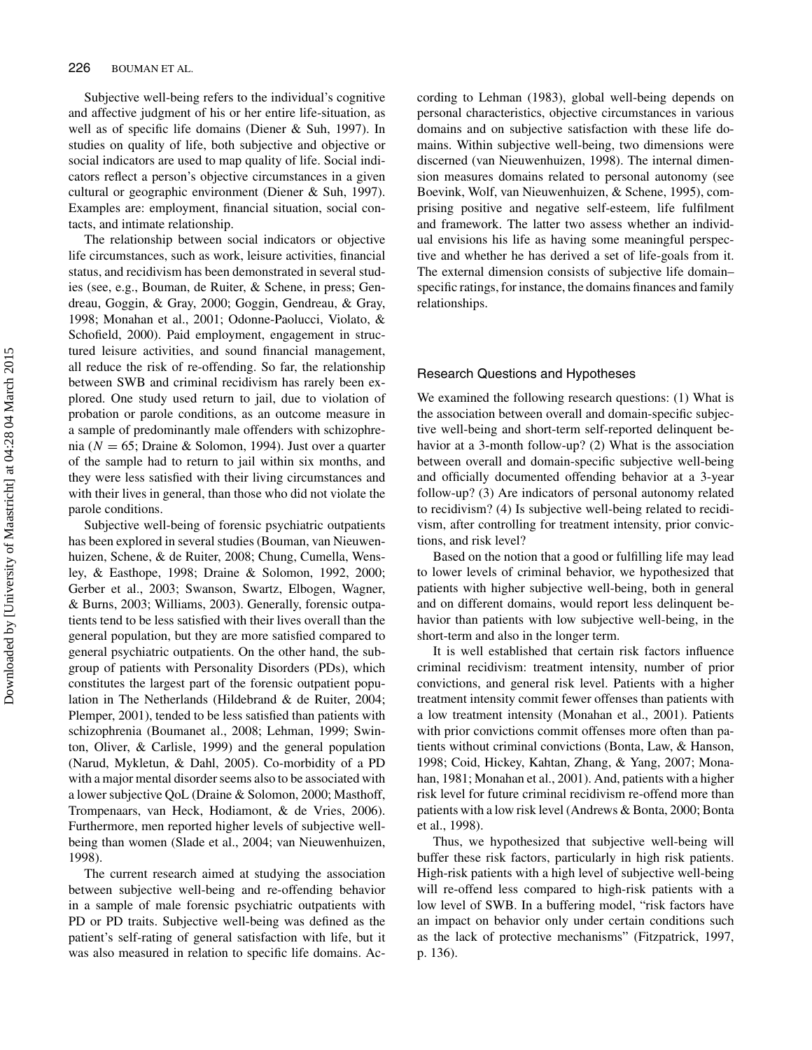Subjective well-being refers to the individual's cognitive and affective judgment of his or her entire life-situation, as well as of specific life domains (Diener & Suh, 1997). In studies on quality of life, both subjective and objective or social indicators are used to map quality of life. Social indicators reflect a person's objective circumstances in a given cultural or geographic environment (Diener & Suh, 1997). Examples are: employment, financial situation, social contacts, and intimate relationship.

The relationship between social indicators or objective life circumstances, such as work, leisure activities, financial status, and recidivism has been demonstrated in several studies (see, e.g., Bouman, de Ruiter, & Schene, in press; Gendreau, Goggin, & Gray, 2000; Goggin, Gendreau, & Gray, 1998; Monahan et al., 2001; Odonne-Paolucci, Violato, & Schofield, 2000). Paid employment, engagement in structured leisure activities, and sound financial management, all reduce the risk of re-offending. So far, the relationship between SWB and criminal recidivism has rarely been explored. One study used return to jail, due to violation of probation or parole conditions, as an outcome measure in a sample of predominantly male offenders with schizophrenia ($N = 65$; Draine & Solomon, 1994). Just over a quarter of the sample had to return to jail within six months, and they were less satisfied with their living circumstances and with their lives in general, than those who did not violate the parole conditions.

Subjective well-being of forensic psychiatric outpatients has been explored in several studies (Bouman, van Nieuwenhuizen, Schene, & de Ruiter, 2008; Chung, Cumella, Wensley, & Easthope, 1998; Draine & Solomon, 1992, 2000; Gerber et al., 2003; Swanson, Swartz, Elbogen, Wagner, & Burns, 2003; Williams, 2003). Generally, forensic outpatients tend to be less satisfied with their lives overall than the general population, but they are more satisfied compared to general psychiatric outpatients. On the other hand, the subgroup of patients with Personality Disorders (PDs), which constitutes the largest part of the forensic outpatient population in The Netherlands (Hildebrand & de Ruiter, 2004; Plemper, 2001), tended to be less satisfied than patients with schizophrenia (Boumanet al., 2008; Lehman, 1999; Swinton, Oliver, & Carlisle, 1999) and the general population (Narud, Mykletun, & Dahl, 2005). Co-morbidity of a PD with a major mental disorder seems also to be associated with a lower subjective QoL (Draine & Solomon, 2000; Masthoff, Trompenaars, van Heck, Hodiamont, & de Vries, 2006). Furthermore, men reported higher levels of subjective well-being than women (Slade et al., 2004; van Nieuwenhuizen, 1998).

The current research aimed at studying the association between subjective well-being and re-offending behavior in a sample of male forensic psychiatric outpatients with PD or PD traits. Subjective well-being was defined as the patient's self-rating of general satisfaction with life, but it was also measured in relation to specific life domains. According to Lehman (1983), global well-being depends on personal characteristics, objective circumstances in various domains and on subjective satisfaction with these life domains. Within subjective well-being, two dimensions were discerned (van Nieuwenhuizen, 1998). The internal dimension measures domains related to personal autonomy (see Boevink, Wolf, van Nieuwenhuizen, & Schene, 1995), comprising positive and negative self-esteem, life fulfilment and framework. The latter two assess whether an individual envisions his life as having some meaningful perspective and whether he has derived a set of life-goals from it. The external dimension consists of subjective life domain–specific ratings, for instance, the domains finances and family relationships.

## Research Questions and Hypotheses

We examined the following research questions: (1) What is the association between overall and domain-specific subjective well-being and short-term self-reported delinquent behavior at a 3-month follow-up? (2) What is the association between overall and domain-specific subjective well-being and officially documented offending behavior at a 3-year follow-up? (3) Are indicators of personal autonomy related to recidivism? (4) Is subjective well-being related to recidivism, after controlling for treatment intensity, prior convictions, and risk level?

Based on the notion that a good or fulfilling life may lead to lower levels of criminal behavior, we hypothesized that patients with higher subjective well-being, both in general and on different domains, would report less delinquent behavior than patients with low subjective well-being, in the short-term and also in the longer term.

It is well established that certain risk factors influence criminal recidivism: treatment intensity, number of prior convictions, and general risk level. Patients with a higher treatment intensity commit fewer offenses than patients with a low treatment intensity (Monahan et al., 2001). Patients with prior convictions commit offenses more often than patients without criminal convictions (Bonta, Law, & Hanson, 1998; Coid, Hickey, Kahtan, Zhang, & Yang, 2007; Monahan, 1981; Monahan et al., 2001). And, patients with a higher risk level for future criminal recidivism re-offend more than patients with a low risk level (Andrews & Bonta, 2000; Bonta et al., 1998).

Thus, we hypothesized that subjective well-being will buffer these risk factors, particularly in high risk patients. High-risk patients with a high level of subjective well-being will re-offend less compared to high-risk patients with a low level of SWB. In a buffering model, "risk factors have an impact on behavior only under certain conditions such as the lack of protective mechanisms" (Fitzpatrick, 1997, p. 136).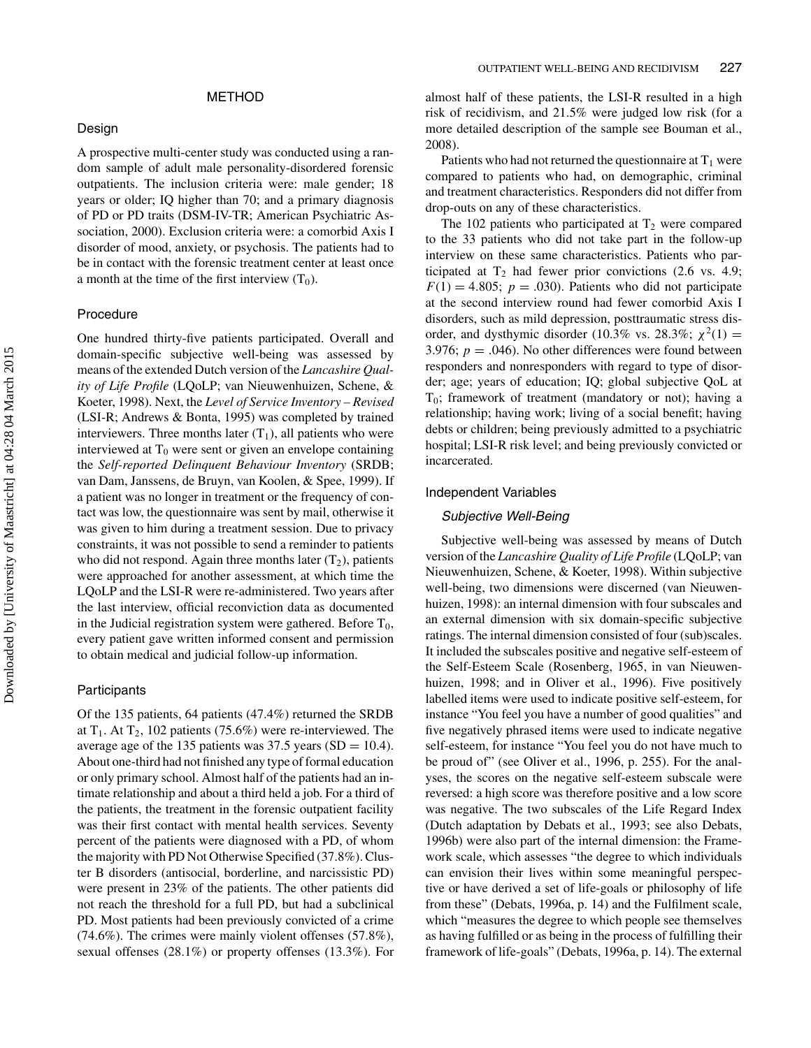## METHOD

### Design

A prospective multi-center study was conducted using a random sample of adult male personality-disordered forensic outpatients. The inclusion criteria were: male gender; 18 years or older; IQ higher than 70; and a primary diagnosis of PD or PD traits (DSM-IV-TR; American Psychiatric Association, 2000). Exclusion criteria were: a comorbid Axis I disorder of mood, anxiety, or psychosis. The patients had to be in contact with the forensic treatment center at least once a month at the time of the first interview ($T_0$).

### Procedure

One hundred thirty-five patients participated. Overall and domain-specific subjective well-being was assessed by means of the extended Dutch version of the *Lancashire Quality of Life Profile* (LQoLP; van Nieuwenhuizen, Schene, & Koeter, 1998). Next, the *Level of Service Inventory – Revised* (LSI-R; Andrews & Bonta, 1995) was completed by trained interviewers. Three months later ($T_1$), all patients who were interviewed at $T_0$ were sent or given an envelope containing the *Self-reported Delinquent Behaviour Inventory* (SRDB; van Dam, Janssens, de Bruyn, van Koolen, & Spee, 1999). If a patient was no longer in treatment or the frequency of contact was low, the questionnaire was sent by mail, otherwise it was given to him during a treatment session. Due to privacy constraints, it was not possible to send a reminder to patients who did not respond. Again three months later ($T_2$), patients were approached for another assessment, at which time the LQoLP and the LSI-R were re-administered. Two years after the last interview, official reconviction data as documented in the Judicial registration system were gathered. Before $T_0$, every patient gave written informed consent and permission to obtain medical and judicial follow-up information.

### Participants

Of the 135 patients, 64 patients (47.4%) returned the SRDB at $T_1$. At $T_2$, 102 patients (75.6%) were re-interviewed. The average age of the 135 patients was 37.5 years (SD = 10.4). About one-third had not finished any type of formal education or only primary school. Almost half of the patients had an intimate relationship and about a third held a job. For a third of the patients, the treatment in the forensic outpatient facility was their first contact with mental health services. Seventy percent of the patients were diagnosed with a PD, of whom the majority with PD Not Otherwise Specified (37.8%). Cluster B disorders (antisocial, borderline, and narcissistic PD) were present in 23% of the patients. The other patients did not reach the threshold for a full PD, but had a subclinical PD. Most patients had been previously convicted of a crime (74.6%). The crimes were mainly violent offenses (57.8%), sexual offenses (28.1%) or property offenses (13.3%). For almost half of these patients, the LSI-R resulted in a high risk of recidivism, and 21.5% were judged low risk (for a more detailed description of the sample see Bouman et al., 2008).

Patients who had not returned the questionnaire at $T_1$ were compared to patients who had, on demographic, criminal and treatment characteristics. Responders did not differ from drop-outs on any of these characteristics.

The 102 patients who participated at $T_2$ were compared to the 33 patients who did not take part in the follow-up interview on these same characteristics. Patients who participated at $T_2$ had fewer prior convictions (2.6 vs. 4.9; $F(1) = 4.805$; $p = .030$). Patients who did not participate at the second interview round had fewer comorbid Axis I disorders, such as mild depression, posttraumatic stress disorder, and dysthymic disorder (10.3% vs. 28.3%; $\chi^2(1) = 3.976$; $p = .046$). No other differences were found between responders and nonresponders with regard to type of disorder; age; years of education; IQ; global subjective QoL at $T_0$; framework of treatment (mandatory or not); having a relationship; having work; living of a social benefit; having debts or children; being previously admitted to a psychiatric hospital; LSI-R risk level; and being previously convicted or incarcerated.

### Independent Variables

#### *Subjective Well-Being*

Subjective well-being was assessed by means of Dutch version of the *Lancashire Quality of Life Profile* (LQoLP; van Nieuwenhuizen, Schene, & Koeter, 1998). Within subjective well-being, two dimensions were discerned (van Nieuwenhuizen, 1998): an internal dimension with four subscales and an external dimension with six domain-specific subjective ratings. The internal dimension consisted of four (sub)scales. It included the subscales positive and negative self-esteem of the Self-Esteem Scale (Rosenberg, 1965, in van Nieuwenhuizen, 1998; and in Oliver et al., 1996). Five positively labelled items were used to indicate positive self-esteem, for instance "You feel you have a number of good qualities" and five negatively phrased items were used to indicate negative self-esteem, for instance "You feel you do not have much to be proud of" (see Oliver et al., 1996, p. 255). For the analyses, the scores on the negative self-esteem subscale were reversed: a high score was therefore positive and a low score was negative. The two subscales of the Life Regard Index (Dutch adaptation by Debats et al., 1993; see also Debats, 1996b) were also part of the internal dimension: the Framework scale, which assesses "the degree to which individuals can envision their lives within some meaningful perspective or have derived a set of life-goals or philosophy of life from these" (Debats, 1996a, p. 14) and the Fulfilment scale, which "measures the degree to which people see themselves as having fulfilled or as being in the process of fulfilling their framework of life-goals" (Debats, 1996a, p. 14). The external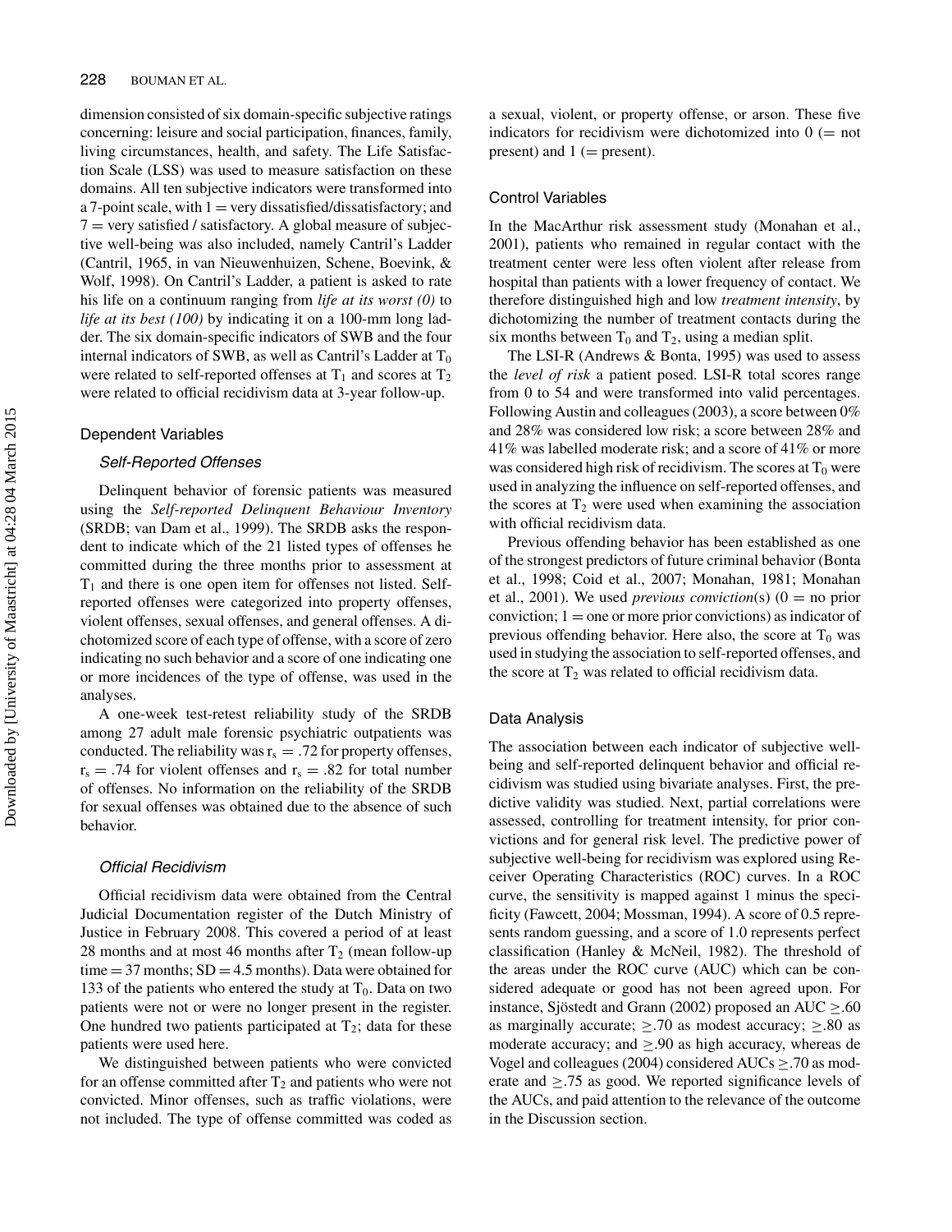dimension consisted of six domain-specific subjective ratings concerning: leisure and social participation, finances, family, living circumstances, health, and safety. The Life Satisfaction Scale (LSS) was used to measure satisfaction on these domains. All ten subjective indicators were transformed into a 7-point scale, with 1 = very dissatisfied/dissatisfactory; and 7 = very satisfied / satisfactory. A global measure of subjective well-being was also included, namely Cantril's Ladder (Cantril, 1965, in van Nieuwenhuizen, Schene, Boevink, & Wolf, 1998). On Cantril's Ladder, a patient is asked to rate his life on a continuum ranging from *life at its worst (0)* to *life at its best (100)* by indicating it on a 100-mm long ladder. The six domain-specific indicators of SWB and the four internal indicators of SWB, as well as Cantril's Ladder at $T_0$ were related to self-reported offenses at $T_1$ and scores at $T_2$ were related to official recidivism data at 3-year follow-up.

## Dependent Variables

### *Self-Reported Offenses*

Delinquent behavior of forensic patients was measured using the *Self-reported Delinquent Behaviour Inventory* (SRDB; van Dam et al., 1999). The SRDB asks the respondent to indicate which of the 21 listed types of offenses he committed during the three months prior to assessment at $T_1$ and there is one open item for offenses not listed. Self-reported offenses were categorized into property offenses, violent offenses, sexual offenses, and general offenses. A dichotomized score of each type of offense, with a score of zero indicating no such behavior and a score of one indicating one or more incidences of the type of offense, was used in the analyses.

A one-week test-retest reliability study of the SRDB among 27 adult male forensic psychiatric outpatients was conducted. The reliability was $r_s = .72$ for property offenses, $r_s = .74$ for violent offenses and $r_s = .82$ for total number of offenses. No information on the reliability of the SRDB for sexual offenses was obtained due to the absence of such behavior.

### *Official Recidivism*

Official recidivism data were obtained from the Central Judicial Documentation register of the Dutch Ministry of Justice in February 2008. This covered a period of at least 28 months and at most 46 months after $T_2$ (mean follow-up time = 37 months; SD = 4.5 months). Data were obtained for 133 of the patients who entered the study at $T_0$. Data on two patients were not or were no longer present in the register. One hundred two patients participated at $T_2$; data for these patients were used here.

We distinguished between patients who were convicted for an offense committed after $T_2$ and patients who were not convicted. Minor offenses, such as traffic violations, were not included. The type of offense committed was coded as a sexual, violent, or property offense, or arson. These five indicators for recidivism were dichotomized into 0 (= not present) and 1 (= present).

## Control Variables

In the MacArthur risk assessment study (Monahan et al., 2001), patients who remained in regular contact with the treatment center were less often violent after release from hospital than patients with a lower frequency of contact. We therefore distinguished high and low *treatment intensity*, by dichotomizing the number of treatment contacts during the six months between $T_0$ and $T_2$, using a median split.

The LSI-R (Andrews & Bonta, 1995) was used to assess the *level of risk* a patient posed. LSI-R total scores range from 0 to 54 and were transformed into valid percentages. Following Austin and colleagues (2003), a score between 0% and 28% was considered low risk; a score between 28% and 41% was labelled moderate risk; and a score of 41% or more was considered high risk of recidivism. The scores at $T_0$ were used in analyzing the influence on self-reported offenses, and the scores at $T_2$ were used when examining the association with official recidivism data.

Previous offending behavior has been established as one of the strongest predictors of future criminal behavior (Bonta et al., 1998; Coid et al., 2007; Monahan, 1981; Monahan et al., 2001). We used *previous conviction*(s) (0 = no prior conviction; 1 = one or more prior convictions) as indicator of previous offending behavior. Here also, the score at $T_0$ was used in studying the association to self-reported offenses, and the score at $T_2$ was related to official recidivism data.

## Data Analysis

The association between each indicator of subjective well-being and self-reported delinquent behavior and official recidivism was studied using bivariate analyses. First, the predictive validity was studied. Next, partial correlations were assessed, controlling for treatment intensity, for prior convictions and for general risk level. The predictive power of subjective well-being for recidivism was explored using Receiver Operating Characteristics (ROC) curves. In a ROC curve, the sensitivity is mapped against 1 minus the specificity (Fawcett, 2004; Mossman, 1994). A score of 0.5 represents random guessing, and a score of 1.0 represents perfect classification (Hanley & McNeil, 1982). The threshold of the areas under the ROC curve (AUC) which can be considered adequate or good has not been agreed upon. For instance, Sjöstedt and Grann (2002) proposed an AUC $\geq .60$ as marginally accurate; $\geq .70$ as modest accuracy; $\geq .80$ as moderate accuracy; and $\geq .90$ as high accuracy, whereas de Vogel and colleagues (2004) considered AUCs $\geq .70$ as moderate and $\geq .75$ as good. We reported significance levels of the AUCs, and paid attention to the relevance of the outcome in the Discussion section.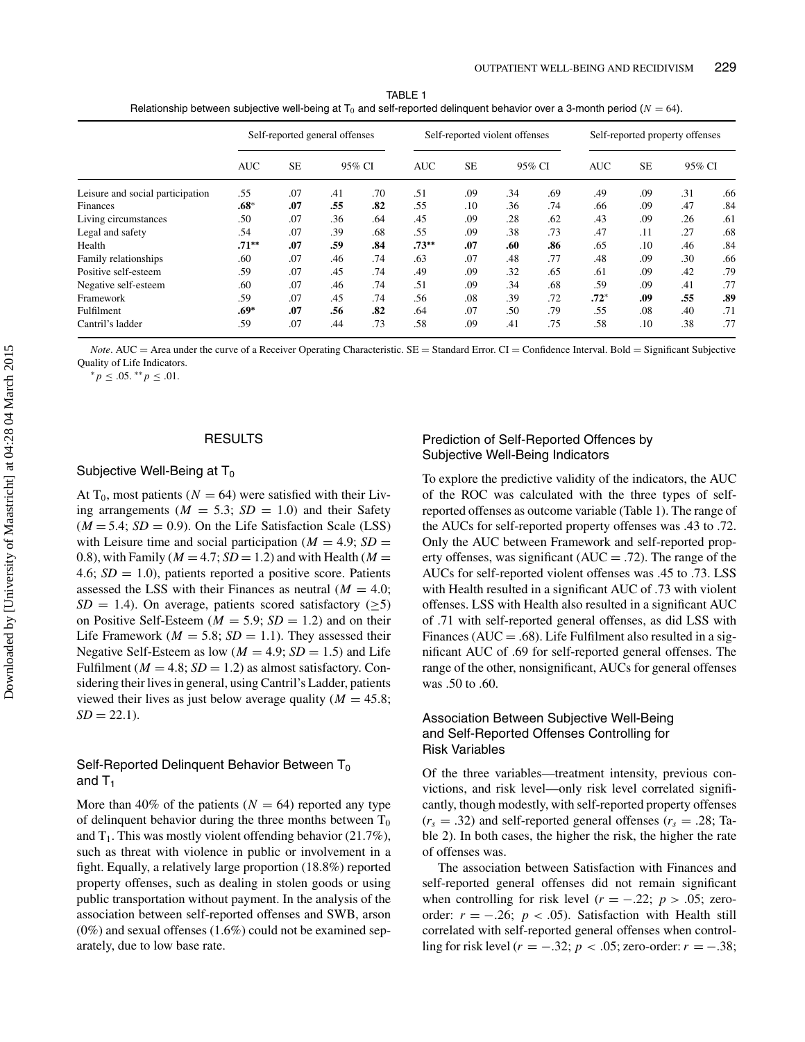TABLE 1
Relationship between subjective well-being at $T_0$ and self-reported delinquent behavior over a 3-month period ($N = 64$).

| | Self-reported general offenses | | | | Self-reported violent offenses | | | | Self-reported property offenses | | | |
|---|---|---|---|---|---|---|---|---|---|---|---|---|
| | AUC | SE | 95% CI | | AUC | SE | 95% CI | | AUC | SE | 95% CI | |
| Leisure and social participation | .55 | .07 | .41 | .70 | .51 | .09 | .34 | .69 | .49 | .09 | .31 | .66 |
| Finances | **.68*** | **.07** | **.55** | **.82** | .55 | .10 | .36 | .74 | .66 | .09 | .47 | .84 |
| Living circumstances | .50 | .07 | .36 | .64 | .45 | .09 | .28 | .62 | .43 | .09 | .26 | .61 |
| Legal and safety | .54 | .07 | .39 | .68 | .55 | .09 | .38 | .73 | .47 | .11 | .27 | .68 |
| Health | **.71**** | **.07** | **.59** | **.84** | **.73**** | **.07** | **.60** | **.86** | .65 | .10 | .46 | .84 |
| Family relationships | .60 | .07 | .46 | .74 | .63 | .07 | .48 | .77 | .48 | .09 | .30 | .66 |
| Positive self-esteem | .59 | .07 | .45 | .74 | .49 | .09 | .32 | .65 | .61 | .09 | .42 | .79 |
| Negative self-esteem | .60 | .07 | .46 | .74 | .51 | .09 | .34 | .68 | .59 | .09 | .41 | .77 |
| Framework | .59 | .07 | .45 | .74 | .56 | .08 | .39 | .72 | **.72*** | **.09** | **.55** | **.89** |
| Fulfilment | **.69*** | **.07** | **.56** | **.82** | .64 | .07 | .50 | .79 | .55 | .08 | .40 | .71 |
| Cantril's ladder | .59 | .07 | .44 | .73 | .58 | .09 | .41 | .75 | .58 | .10 | .38 | .77 |

*Note*. AUC = Area under the curve of a Receiver Operating Characteristic. SE = Standard Error. CI = Confidence Interval. Bold = Significant Subjective Quality of Life Indicators.
$^* p \leq .05$. $^{**} p \leq .01$.

## RESULTS

### Subjective Well-Being at $T_0$

At $T_0$, most patients ($N = 64$) were satisfied with their Living arrangements ($M = 5.3$; $SD = 1.0$) and their Safety ($M = 5.4$; $SD = 0.9$). On the Life Satisfaction Scale (LSS) with Leisure time and social participation ($M = 4.9$; $SD = 0.8$), with Family ($M = 4.7$; $SD = 1.2$) and with Health ($M = 4.6$; $SD = 1.0$), patients reported a positive score. Patients assessed the LSS with their Finances as neutral ($M = 4.0$; $SD = 1.4$). On average, patients scored satisfactory ($\geq 5$) on Positive Self-Esteem ($M = 5.9$; $SD = 1.2$) and on their Life Framework ($M = 5.8$; $SD = 1.1$). They assessed their Negative Self-Esteem as low ($M = 4.9$; $SD = 1.5$) and Life Fulfilment ($M = 4.8$; $SD = 1.2$) as almost satisfactory. Considering their lives in general, using Cantril's Ladder, patients viewed their lives as just below average quality ($M = 45.8$; $SD = 22.1$).

### Self-Reported Delinquent Behavior Between $T_0$ and $T_1$

More than 40% of the patients ($N = 64$) reported any type of delinquent behavior during the three months between $T_0$ and $T_1$. This was mostly violent offending behavior (21.7%), such as threat with violence in public or involvement in a fight. Equally, a relatively large proportion (18.8%) reported property offenses, such as dealing in stolen goods or using public transportation without payment. In the analysis of the association between self-reported offenses and SWB, arson (0%) and sexual offenses (1.6%) could not be examined separately, due to low base rate.

### Prediction of Self-Reported Offences by Subjective Well-Being Indicators

To explore the predictive validity of the indicators, the AUC of the ROC was calculated with the three types of self-reported offenses as outcome variable (Table 1). The range of the AUCs for self-reported property offenses was .43 to .72. Only the AUC between Framework and self-reported property offenses, was significant (AUC = .72). The range of the AUCs for self-reported violent offenses was .45 to .73. LSS with Health resulted in a significant AUC of .73 with violent offenses. LSS with Health also resulted in a significant AUC of .71 with self-reported general offenses, as did LSS with Finances (AUC = .68). Life Fulfilment also resulted in a significant AUC of .69 for self-reported general offenses. The range of the other, nonsignificant, AUCs for general offenses was .50 to .60.

### Association Between Subjective Well-Being and Self-Reported Offenses Controlling for Risk Variables

Of the three variables—treatment intensity, previous convictions, and risk level—only risk level correlated significantly, though modestly, with self-reported property offenses ($r_s = .32$) and self-reported general offenses ($r_s = .28$; Table 2). In both cases, the higher the risk, the higher the rate of offenses was.

The association between Satisfaction with Finances and self-reported general offenses did not remain significant when controlling for risk level ($r = -.22$; $p > .05$; zero-order: $r = -.26$; $p < .05$). Satisfaction with Health still correlated with self-reported general offenses when controlling for risk level ($r = -.32$; $p < .05$; zero-order: $r = -.38$;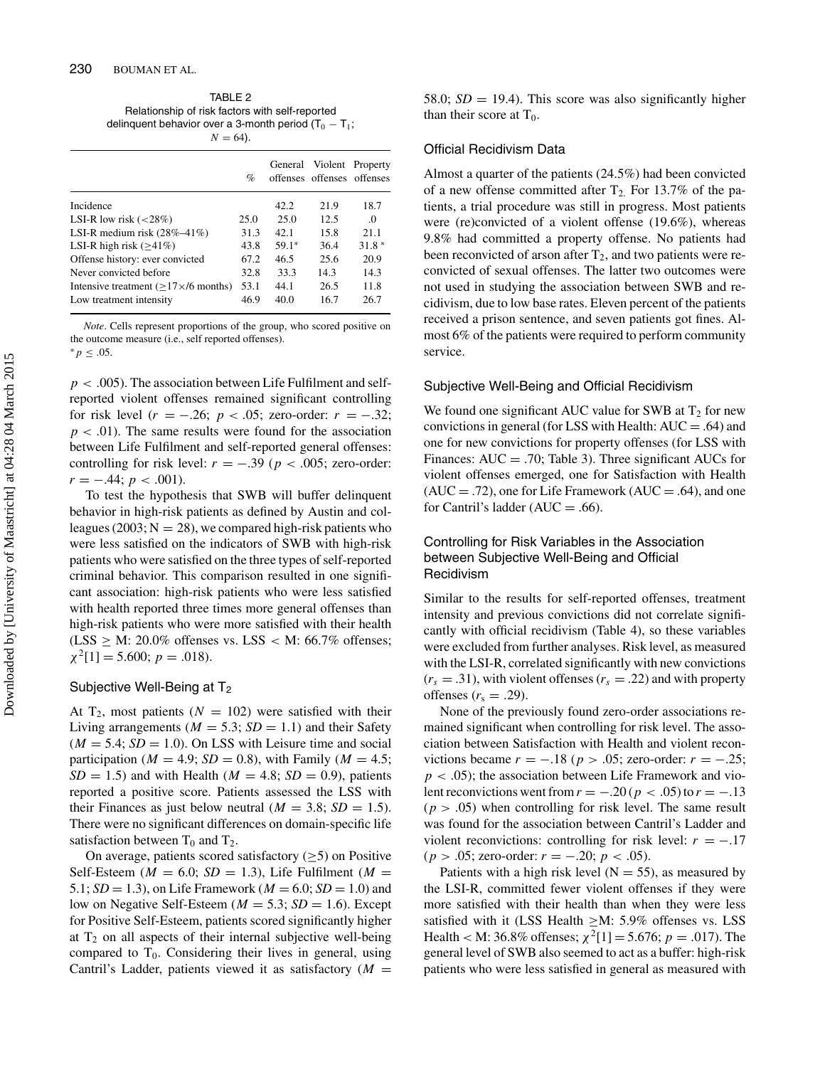TABLE 2
Relationship of risk factors with self-reported delinquent behavior over a 3-month period ($T_0 - T_1$; $N = 64$).

| | % | General offenses | Violent offenses | Property offenses |
|---|---|---|---|---|
| Incidence | | 42.2 | 21.9 | 18.7 |
| LSI-R low risk (<28%) | 25.0 | 25.0 | 12.5 | .0 |
| LSI-R medium risk (28%–41%) | 31.3 | 42.1 | 15.8 | 21.1 |
| LSI-R high risk (≥41%) | 43.8 | 59.1* | 36.4 | 31.8 * |
| Offense history: ever convicted | 67.2 | 46.5 | 25.6 | 20.9 |
| Never convicted before | 32.8 | 33.3 | 14.3 | 14.3 |
| Intensive treatment (≥17×/6 months) | 53.1 | 44.1 | 26.5 | 11.8 |
| Low treatment intensity | 46.9 | 40.0 | 16.7 | 26.7 |

*Note*. Cells represent proportions of the group, who scored positive on the outcome measure (i.e., self reported offenses).
$^{*}p \leq .05$.

$p < .005$). The association between Life Fulfilment and self-reported violent offenses remained significant controlling for risk level ($r = -.26$; $p < .05$; zero-order: $r = -.32$; $p < .01$). The same results were found for the association between Life Fulfilment and self-reported general offenses: controlling for risk level: $r = -.39$ ($p < .005$; zero-order: $r = -.44$; $p < .001$).

To test the hypothesis that SWB will buffer delinquent behavior in high-risk patients as defined by Austin and colleagues (2003; N = 28), we compared high-risk patients who were less satisfied on the indicators of SWB with high-risk patients who were satisfied on the three types of self-reported criminal behavior. This comparison resulted in one significant association: high-risk patients who were less satisfied with health reported three times more general offenses than high-risk patients who were more satisfied with their health (LSS ≥ M: 20.0% offenses vs. LSS < M: 66.7% offenses; $\chi^2[1] = 5.600$; $p = .018$).

### Subjective Well-Being at $T_2$

At $T_2$, most patients ($N = 102$) were satisfied with their Living arrangements ($M = 5.3$; $SD = 1.1$) and their Safety ($M = 5.4$; $SD = 1.0$). On LSS with Leisure time and social participation ($M = 4.9$; $SD = 0.8$), with Family ($M = 4.5$; $SD = 1.5$) and with Health ($M = 4.8$; $SD = 0.9$), patients reported a positive score. Patients assessed the LSS with their Finances as just below neutral ($M = 3.8$; $SD = 1.5$). There were no significant differences on domain-specific life satisfaction between $T_0$ and $T_2$.

On average, patients scored satisfactory (≥5) on Positive Self-Esteem ($M = 6.0$; $SD = 1.3$), Life Fulfilment ($M = 5.1$; $SD = 1.3$), on Life Framework ($M = 6.0$; $SD = 1.0$) and low on Negative Self-Esteem ($M = 5.3$; $SD = 1.6$). Except for Positive Self-Esteem, patients scored significantly higher at $T_2$ on all aspects of their internal subjective well-being compared to $T_0$. Considering their lives in general, using Cantril's Ladder, patients viewed it as satisfactory ($M = 58.0$; $SD = 19.4$). This score was also significantly higher than their score at $T_0$.

### Official Recidivism Data

Almost a quarter of the patients (24.5%) had been convicted of a new offense committed after $T_2$. For 13.7% of the patients, a trial procedure was still in progress. Most patients were (re)convicted of a violent offense (19.6%), whereas 9.8% had committed a property offense. No patients had been reconvicted of arson after $T_2$, and two patients were reconvicted of sexual offenses. The latter two outcomes were not used in studying the association between SWB and recidivism, due to low base rates. Eleven percent of the patients received a prison sentence, and seven patients got fines. Almost 6% of the patients were required to perform community service.

### Subjective Well-Being and Official Recidivism

We found one significant AUC value for SWB at $T_2$ for new convictions in general (for LSS with Health: AUC = .64) and one for new convictions for property offenses (for LSS with Finances: AUC = .70; Table 3). Three significant AUCs for violent offenses emerged, one for Satisfaction with Health (AUC = .72), one for Life Framework (AUC = .64), and one for Cantril's ladder (AUC = .66).

### Controlling for Risk Variables in the Association between Subjective Well-Being and Official Recidivism

Similar to the results for self-reported offenses, treatment intensity and previous convictions did not correlate significantly with official recidivism (Table 4), so these variables were excluded from further analyses. Risk level, as measured with the LSI-R, correlated significantly with new convictions ($r_s = .31$), with violent offenses ($r_s = .22$) and with property offenses ($r_s = .29$).

None of the previously found zero-order associations remained significant when controlling for risk level. The association between Satisfaction with Health and violent reconvictions became $r = -.18$ ($p > .05$; zero-order: $r = -.25$; $p < .05$); the association between Life Framework and violent reconvictions went from $r = -.20$ ($p < .05$) to $r = -.13$ ($p > .05$) when controlling for risk level. The same result was found for the association between Cantril's Ladder and violent reconvictions: controlling for risk level: $r = -.17$ ($p > .05$; zero-order: $r = -.20$; $p < .05$).

Patients with a high risk level (N = 55), as measured by the LSI-R, committed fewer violent offenses if they were more satisfied with their health than when they were less satisfied with it (LSS Health ≥M: 5.9% offenses vs. LSS Health < M: 36.8% offenses; $\chi^2[1] = 5.676$; $p = .017$). The general level of SWB also seemed to act as a buffer: high-risk patients who were less satisfied in general as measured with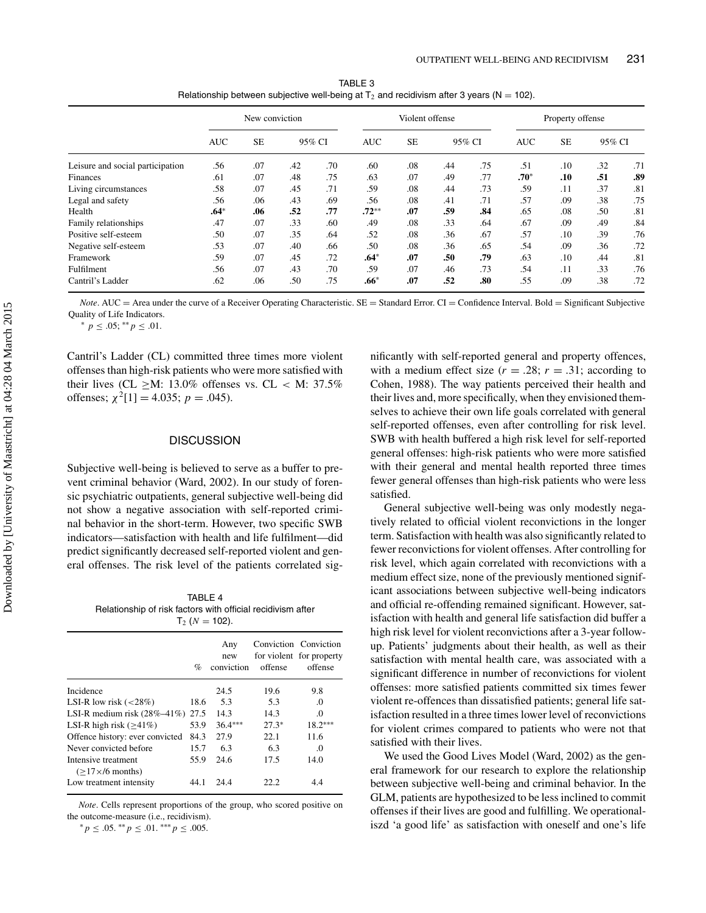TABLE 3
Relationship between subjective well-being at $T_2$ and recidivism after 3 years (N = 102).

| | New conviction | | | | Violent offense | | | | Property offense | | | |
|---|---|---|---|---|---|---|---|---|---|---|---|---|
| | AUC | SE | 95% CI | | AUC | SE | 95% CI | | AUC | SE | 95% CI | |
| Leisure and social participation | .56 | .07 | .42 | .70 | .60 | .08 | .44 | .75 | .51 | .10 | .32 | .71 |
| Finances | .61 | .07 | .48 | .75 | .63 | .07 | .49 | .77 | **.70*** | **.10** | **.51** | **.89** |
| Living circumstances | .58 | .07 | .45 | .71 | .59 | .08 | .44 | .73 | .59 | .11 | .37 | .81 |
| Legal and safety | .56 | .06 | .43 | .69 | .56 | .08 | .41 | .71 | .57 | .09 | .38 | .75 |
| Health | **.64*** | **.06** | **.52** | **.77** | **.72**** | **.07** | **.59** | **.84** | .65 | .08 | .50 | .81 |
| Family relationships | .47 | .07 | .33 | .60 | .49 | .08 | .33 | .64 | .67 | .09 | .49 | .84 |
| Positive self-esteem | .50 | .07 | .35 | .64 | .52 | .08 | .36 | .67 | .57 | .10 | .39 | .76 |
| Negative self-esteem | .53 | .07 | .40 | .66 | .50 | .08 | .36 | .65 | .54 | .09 | .36 | .72 |
| Framework | .59 | .07 | .45 | .72 | **.64*** | **.07** | **.50** | **.79** | .63 | .10 | .44 | .81 |
| Fulfilment | .56 | .07 | .43 | .70 | .59 | .07 | .46 | .73 | .54 | .11 | .33 | .76 |
| Cantril's Ladder | .62 | .06 | .50 | .75 | **.66*** | **.07** | **.52** | **.80** | .55 | .09 | .38 | .72 |

*Note*. AUC = Area under the curve of a Receiver Operating Characteristic. SE = Standard Error. CI = Confidence Interval. Bold = Significant Subjective Quality of Life Indicators.
$^{*}$ $p \leq .05$; $^{**}$ $p \leq .01$.

Cantril's Ladder (CL) committed three times more violent offenses than high-risk patients who were more satisfied with their lives (CL $\geq$M: 13.0% offenses vs. CL < M: 37.5% offenses; $\chi^2[1] = 4.035$; $p = .045$).

## DISCUSSION

Subjective well-being is believed to serve as a buffer to prevent criminal behavior (Ward, 2002). In our study of forensic psychiatric outpatients, general subjective well-being did not show a negative association with self-reported criminal behavior in the short-term. However, two specific SWB indicators—satisfaction with health and life fulfilment—did predict significantly decreased self-reported violent and general offenses. The risk level of the patients correlated significantly with self-reported general and property offences, with a medium effect size ($r = .28$; $r = .31$; according to Cohen, 1988). The way patients perceived their health and their lives and, more specifically, when they envisioned themselves to achieve their own life goals correlated with general self-reported offenses, even after controlling for risk level. SWB with health buffered a high risk level for self-reported general offenses: high-risk patients who were more satisfied with their general and mental health reported three times fewer general offenses than high-risk patients who were less satisfied.

TABLE 4
Relationship of risk factors with official recidivism after $T_2$ ($N$ = 102).

| | % | Any new conviction | Conviction for violent offense | Conviction for property offense |
|---|---|---|---|---|
| Incidence | | 24.5 | 19.6 | 9.8 |
| LSI-R low risk (<28%) | 18.6 | 5.3 | 5.3 | .0 |
| LSI-R medium risk (28%–41%) | 27.5 | 14.3 | 14.3 | .0 |
| LSI-R high risk ($\geq$41%) | 53.9 | 36.4*** | 27.3* | 18.2*** |
| Offence history: ever convicted | 84.3 | 27.9 | 22.1 | 11.6 |
| Never convicted before | 15.7 | 6.3 | 6.3 | .0 |
| Intensive treatment ($\geq$17×/6 months) | 55.9 | 24.6 | 17.5 | 14.0 |
| Low treatment intensity | 44.1 | 24.4 | 22.2 | 4.4 |

*Note*. Cells represent proportions of the group, who scored positive on the outcome-measure (i.e., recidivism).
$^{*}p \leq .05$. $^{**}p \leq .01$. $^{***}p \leq .005$.

General subjective well-being was only modestly negatively related to official violent reconvictions in the longer term. Satisfaction with health was also significantly related to fewer reconvictions for violent offenses. After controlling for risk level, which again correlated with reconvictions with a medium effect size, none of the previously mentioned significant associations between subjective well-being indicators and official re-offending remained significant. However, satisfaction with health and general life satisfaction did buffer a high risk level for violent reconvictions after a 3-year follow-up. Patients' judgments about their health, as well as their satisfaction with mental health care, was associated with a significant difference in number of reconvictions for violent offenses: more satisfied patients committed six times fewer violent re-offences than dissatisfied patients; general life satisfaction resulted in a three times lower level of reconvictions for violent crimes compared to patients who were not that satisfied with their lives.

We used the Good Lives Model (Ward, 2002) as the general framework for our research to explore the relationship between subjective well-being and criminal behavior. In the GLM, patients are hypothesized to be less inclined to commit offenses if their lives are good and fulfilling. We operationaliszd 'a good life' as satisfaction with oneself and one's life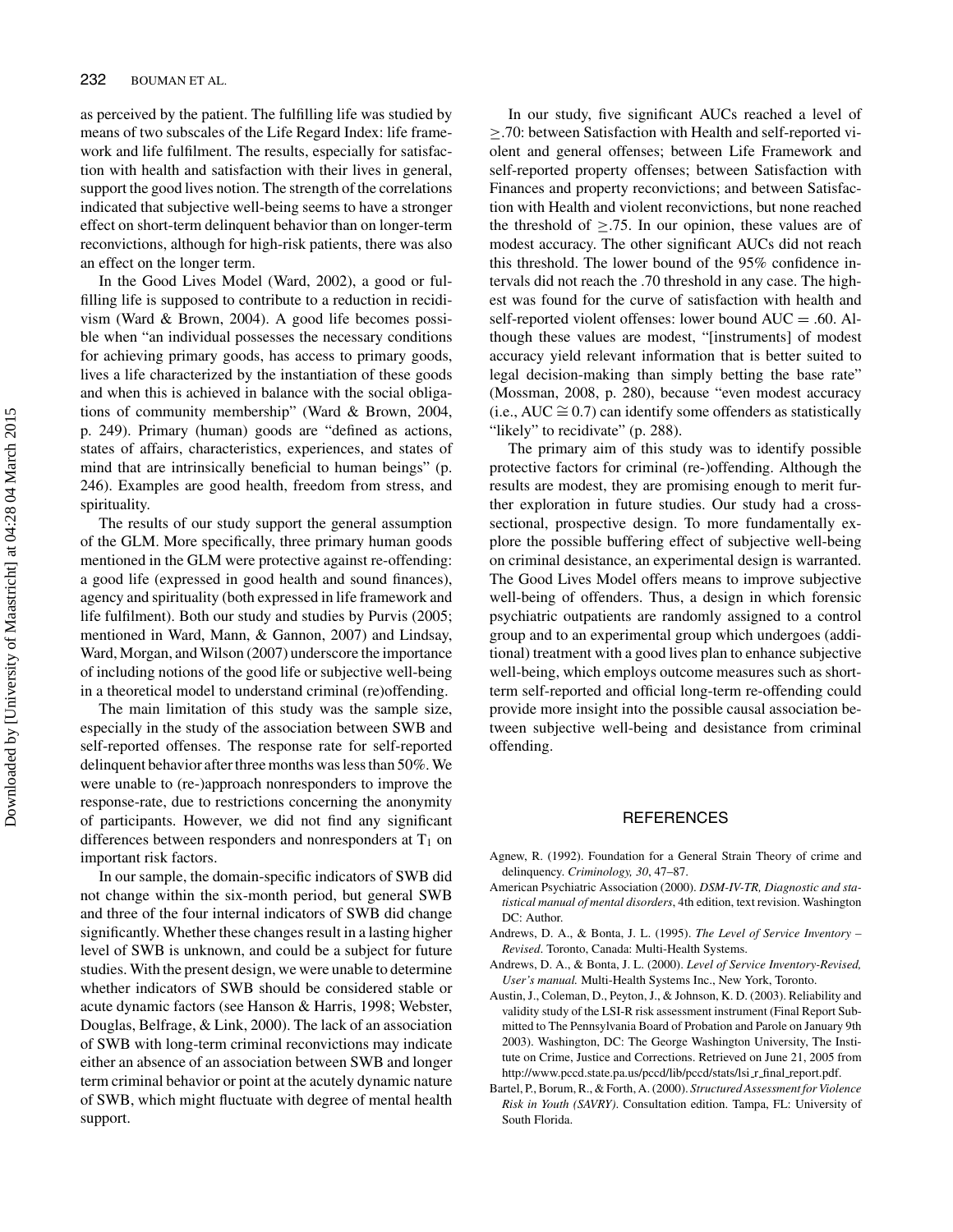as perceived by the patient. The fulfilling life was studied by means of two subscales of the Life Regard Index: life framework and life fulfilment. The results, especially for satisfaction with health and satisfaction with their lives in general, support the good lives notion. The strength of the correlations indicated that subjective well-being seems to have a stronger effect on short-term delinquent behavior than on longer-term reconvictions, although for high-risk patients, there was also an effect on the longer term.

In the Good Lives Model (Ward, 2002), a good or fulfilling life is supposed to contribute to a reduction in recidivism (Ward & Brown, 2004). A good life becomes possible when "an individual possesses the necessary conditions for achieving primary goods, has access to primary goods, lives a life characterized by the instantiation of these goods and when this is achieved in balance with the social obligations of community membership" (Ward & Brown, 2004, p. 249). Primary (human) goods are "defined as actions, states of affairs, characteristics, experiences, and states of mind that are intrinsically beneficial to human beings" (p. 246). Examples are good health, freedom from stress, and spirituality.

The results of our study support the general assumption of the GLM. More specifically, three primary human goods mentioned in the GLM were protective against re-offending: a good life (expressed in good health and sound finances), agency and spirituality (both expressed in life framework and life fulfilment). Both our study and studies by Purvis (2005; mentioned in Ward, Mann, & Gannon, 2007) and Lindsay, Ward, Morgan, and Wilson (2007) underscore the importance of including notions of the good life or subjective well-being in a theoretical model to understand criminal (re)offending.

The main limitation of this study was the sample size, especially in the study of the association between SWB and self-reported offenses. The response rate for self-reported delinquent behavior after three months was less than 50%. We were unable to (re-)approach nonresponders to improve the response-rate, due to restrictions concerning the anonymity of participants. However, we did not find any significant differences between responders and nonresponders at $T_1$ on important risk factors.

In our sample, the domain-specific indicators of SWB did not change within the six-month period, but general SWB and three of the four internal indicators of SWB did change significantly. Whether these changes result in a lasting higher level of SWB is unknown, and could be a subject for future studies. With the present design, we were unable to determine whether indicators of SWB should be considered stable or acute dynamic factors (see Hanson & Harris, 1998; Webster, Douglas, Belfrage, & Link, 2000). The lack of an association of SWB with long-term criminal reconvictions may indicate either an absence of an association between SWB and longer term criminal behavior or point at the acutely dynamic nature of SWB, which might fluctuate with degree of mental health support.

In our study, five significant AUCs reached a level of $\geq .70$: between Satisfaction with Health and self-reported violent and general offenses; between Life Framework and self-reported property offenses; between Satisfaction with Finances and property reconvictions; and between Satisfaction with Health and violent reconvictions, but none reached the threshold of $\geq .75$. In our opinion, these values are of modest accuracy. The other significant AUCs did not reach this threshold. The lower bound of the 95% confidence intervals did not reach the .70 threshold in any case. The highest was found for the curve of satisfaction with health and self-reported violent offenses: lower bound $AUC = .60$. Although these values are modest, "[instruments] of modest accuracy yield relevant information that is better suited to legal decision-making than simply betting the base rate" (Mossman, 2008, p. 280), because "even modest accuracy (i.e., $AUC \cong 0.7$) can identify some offenders as statistically "likely" to recidivate" (p. 288).

The primary aim of this study was to identify possible protective factors for criminal (re-)offending. Although the results are modest, they are promising enough to merit further exploration in future studies. Our study had a cross-sectional, prospective design. To more fundamentally explore the possible buffering effect of subjective well-being on criminal desistance, an experimental design is warranted. The Good Lives Model offers means to improve subjective well-being of offenders. Thus, a design in which forensic psychiatric outpatients are randomly assigned to a control group and to an experimental group which undergoes (additional) treatment with a good lives plan to enhance subjective well-being, which employs outcome measures such as short-term self-reported and official long-term re-offending could provide more insight into the possible causal association between subjective well-being and desistance from criminal offending.

## REFERENCES

Agnew, R. (1992). Foundation for a General Strain Theory of crime and delinquency. *Criminology, 30*, 47–87.

American Psychiatric Association (2000). *DSM-IV-TR, Diagnostic and statistical manual of mental disorders*, 4th edition, text revision. Washington DC: Author.

Andrews, D. A., & Bonta, J. L. (1995). *The Level of Service Inventory – Revised*. Toronto, Canada: Multi-Health Systems.

Andrews, D. A., & Bonta, J. L. (2000). *Level of Service Inventory-Revised, User's manual.* Multi-Health Systems Inc., New York, Toronto.

Austin, J., Coleman, D., Peyton, J., & Johnson, K. D. (2003). Reliability and validity study of the LSI-R risk assessment instrument (Final Report Submitted to The Pennsylvania Board of Probation and Parole on January 9th 2003). Washington, DC: The George Washington University, The Institute on Crime, Justice and Corrections. Retrieved on June 21, 2005 from http://www.pccd.state.pa.us/pccd/lib/pccd/stats/lsi_r_final_report.pdf.

Bartel, P., Borum, R., & Forth, A. (2000). *Structured Assessment for Violence Risk in Youth (SAVRY)*. Consultation edition. Tampa, FL: University of South Florida.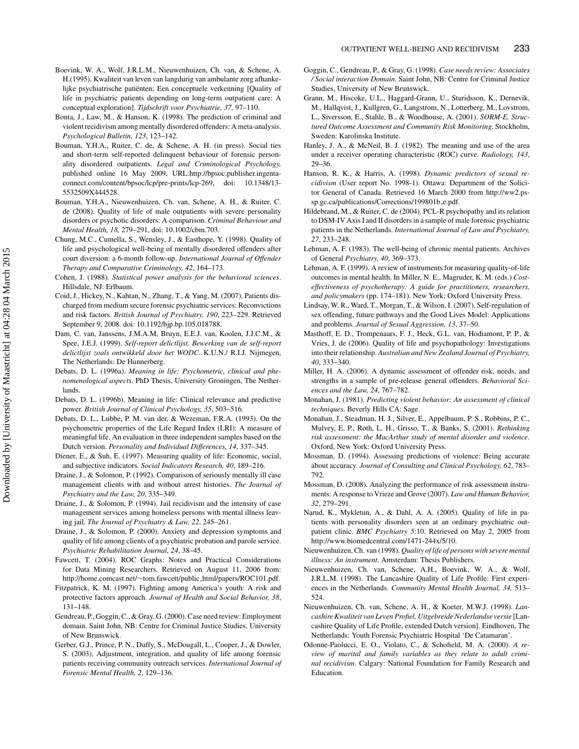Boevink, W. A., Wolf, J.R.L.M., Nieuwenhuizen, Ch. van, & Schene, A. H.(1995). Kwaliteit van leven van langdurig van ambulante zorg afhankelijke psychiatrische patiënten; Een conceptuele verkenning [Quality of life in psychiatric patients depending on long-term outpatient care: A conceptual exploration]. *Tijdschrift voor Psychiatrie, 37,* 97–110.

Bonta, J., Law, M., & Hanson, K. (1998). The prediction of criminal and violent recidivism among mentally disordered offenders: A meta-analysis. *Psychological Bulletin, 123*, 123–142.

Bouman, Y.H.A., Ruiter, C. de, & Schene, A. H. (in press). Social ties and short-term self-reported delinquent behaviour of forensic personality disordered outpatients. *Legal and Criminological Psychology,* published online 16 May 2009, URL:http://bpsoc.publisher.ingentaconnect.com/content/bpsoc/lcp/pre-prints/lcp-269, doi: 10.1348/135532509X444528.

Bouman, Y.H.A., Nieuwenhuizen, Ch. van, Schene, A. H., & Ruiter, C. de (2008). Quality of life of male outpatients with severe personality disorders or psychotic disorders: A comparison. *Criminal Behaviour and Mental Health, 18,* 279–291, doi: 10.1002/cbm.703.

Chung, M.C., Cumella, S., Wensley, J., & Easthope, Y. (1998). Quality of life and psychological well-being of mentally disordered offenders after court diversion: a 6-month follow-up. *International Journal of Offender Therapy and Comparative Criminology, 42*, 164–173.

Cohen, J. (1988). *Statistical power analysis for the behavioral sciences*. Hillsdale, NJ: Erlbaum.

Coid, J., Hickey, N., Kahtan, N., Zhang, T., & Yang, M. (2007). Patients discharged from medium secure forensic psychiatric services: Reconvictions and risk factors. *British Journal of Psychiatry, 190*, 223–229. Retrieved September 9, 2008. doi: 10.1192/bjp.bp.105.018788.

Dam, C. van, Janssens, J.M.A.M, Bruyn, E.E.J. van, Koolen, J.J.C.M., & Spee, J.E.J. (1999). *Self-report delictlijst. Bewerking van de self-report delictlijst zoals ontwikkeld door het WODC*. K.U.N./ R.I.J. Nijmegen, The Netherlands: De Hunnerberg.

Debats, D. L. (1996a). *Meaning in life: Psychometric, clinical and phenomenological aspects*. PhD Thesis. University Groningen, The Netherlands.

Debats, D. L. (1996b). Meaning in life: Clinical relevance and predictive power. *British Journal of Clinical Psychology, 35*, 503–516.

Debats, D. L., Lubbe, P. M. van der, & Wezeman, F.R.A. (1993). On the psychometric properties of the Life Regard Index (LRI): A measure of meaningful life. An evaluation in three independent samples based on the Dutch version. *Personality and Individual Differences, 14*, 337–345.

Diener, E., & Suh, E. (1997). Measuring quality of life: Economic, social, and subjective indicators. *Social Indicators Research, 40*, 189–216.

Draine, J., & Solomon, P. (1992). Comparison of seriously mentally ill case management clients with and without arrest histories. *The Journal of Psychiatry and the Law, 20*, 335–349.

Draine, J., & Solomon, P. (1994). Jail recidivism and the intensity of case management services among homeless persons with mental illness leaving jail. *The Journal of Psychiatry & Law, 22*, 245–261.

Draine, J., & Solomon, P. (2000). Anxiety and depression symptoms and quality of life among clients of a psychiatric probation and parole service. *Psychiatric Rehabilitation Journal, 24*, 38–45.

Fawcett, T. (2004). ROC Graphs: Notes and Practical Considerations for Data Mining Researchers. Retrieved on August 11, 2006 from: http://home.comcast.net/~tom.fawcett/public_html/papers/ROC101.pdf.

Fitzpatrick, K. M. (1997). Fighting among America's youth: A risk and protective factors approach. *Journal of Health and Social Behavior, 38*, 131–148.

Gendreau, P., Goggin, C., & Gray, G. (2000). Case need review: Employment domain. Saint John, NB: Centre for Criminal Justice Studies, University of New Brunswick.

Gerber, G.J., Prince, P. N., Duffy, S., McDougall, L., Cooper, J., & Dowler, S. (2003). Adjustment, integration, and quality of life among forensic patients receiving community outreach services. *International Journal of Forensic Mental Health, 2*, 129–136.

Goggin, C., Gendreau, P., & Gray, G. (1998). *Case needs review: Associates / Social interaction Domain*. Saint John, NB: Centre for Criminal Justice Studies, University of New Brunswick.

Grann, M., Hiscoke, U.L., Haggard-Grann, U., Sturidsson, K., Dernevik, M., Hallqvist, J., Kullgren, G., Langstrom, N., Lotterberg, M., Lovstrom, L., Siversson, E., Stahle, B., & Woodhouse, A. (2001). *SORM-E, Structured Outcome Assessment and Community Risk Monitoring.* Stockholm, Sweden: Karolinska Institute.

Hanley, J. A., & McNeil, B. J. (1982). The meaning and use of the area under a receiver operating characteristic (ROC) curve. *Radiology, 143*, 29–36.

Hanson, R. K., & Harris, A. (1998). *Dynamic predictors of sexual recidivism* (User report No. 1998-1). Ottawa: Department of the Solicitor General of Canada. Retrieved 16 March 2000 from http://ww2.pssp.gc.ca/publications/Corrections/199801b_e.pdf.

Hildebrand, M., & Ruiter, C. de (2004). PCL-R psychopathy and its relation to DSM-IV Axis I and II disorders in a sample of male forensic psychiatric patients in the Netherlands. *International Journal of Law and Psychiatry, 27*, 233–248.

Lehman, A. F. (1983). The well-being of chronic mental patients. Archives of General *Psychiatry, 40*, 369–373.

Lehman, A. F. (1999). A review of instruments for measuring quality-of-life outcomes in mental health. In Miller, N. E., Magruder, K. M. (eds.) *Cost-effectiveness of psychotherapy: A guide for practitioners, researchers, and policymakers* (pp. 174–181). New York: Oxford University Press.

Lindsay, W. R., Ward, T., Morgan, T., & Wilson, I. (2007). Self-regulation of sex offending, future pathways and the Good Lives Model: Applications and problems. *Journal of Sexual Aggression, 13*, 37–50.

Masthoff, E. D., Trompenaars, F. J., Heck, G.L. van, Hodiamont, P. P., & Vries, J. de (2006). Quality of life and psychopathology: Investigations into their relationship. *Australian and New Zealand Journal of Psychiatry, 40*, 333–340.

Miller, H. A. (2006). A dynamic assessment of offender risk, needs, and strengths in a sample of pre-release general offenders. *Behavioral Sciences and the Law, 24*, 767–782.

Monahan, J. (1981). *Predicting violent behavior: An assessment of clinical techniques*. Beverly Hills CA: Sage.

Monahan, J., Steadman, H. J., Silver, E., Appelbaum, P. S., Robbins, P. C., Mulvey, E. P., Roth, L. H., Grisso, T., & Banks, S. (2001). *Rethinking risk assessment: the MacArthur study of mental disorder and violence*. Oxford, New York: Oxford University Press.

Mossman, D. (1994). Assessing predictions of violence: Being accurate about accuracy. *Journal of Consulting and Clinical Psychology, 62*, 783–792.

Mossman, D. (2008). Analyzing the performance of risk assessment instruments: A response to Vrieze and Grove (2007). *Law and Human Behavior, 32*, 279–291.

Narud, K., Mykletun, A., & Dahl, A. A. (2005). Quality of life in patients with personality disorders seen at an ordinary psychiatric outpatient clinic. *BMC Psychiatry 5*:10. Retrieved on May 2, 2005 from http://www.biomedcentral.com/1471-244x/5/10.

Nieuwenhuizen, Ch. van (1998). *Quality of life of persons with severe mental illness: An instrument*. Amsterdam: Thesis Publishers.

Nieuwenhuizen, Ch. van, Schene, A.H., Boevink, W. A., & Wolf, J.R.L.M. (1998). The Lancashire Quality of Life Profile: First experiences in the Netherlands. *Community Mental Health Journal, 34,* 513–524.

Nieuwenhuizen, Ch. van, Schene, A. H., & Koeter, M.W.J. (1998). *Lancashire Kwaliteit van Leven Profiel, Uitgebreide Nederlandse versie* [Lancashire Quality of Life Profile, extended Dutch version]. Eindhoven, The Netherlands: Youth Forensic Psychiatric Hospital 'De Catamaran'.

Odonne-Paolucci, E. O., Violato, C., & Schofield, M. A. (2000). *A review of marital and family variables as they relate to adult criminal recidivism*. Calgary: National Foundation for Family Research and Education.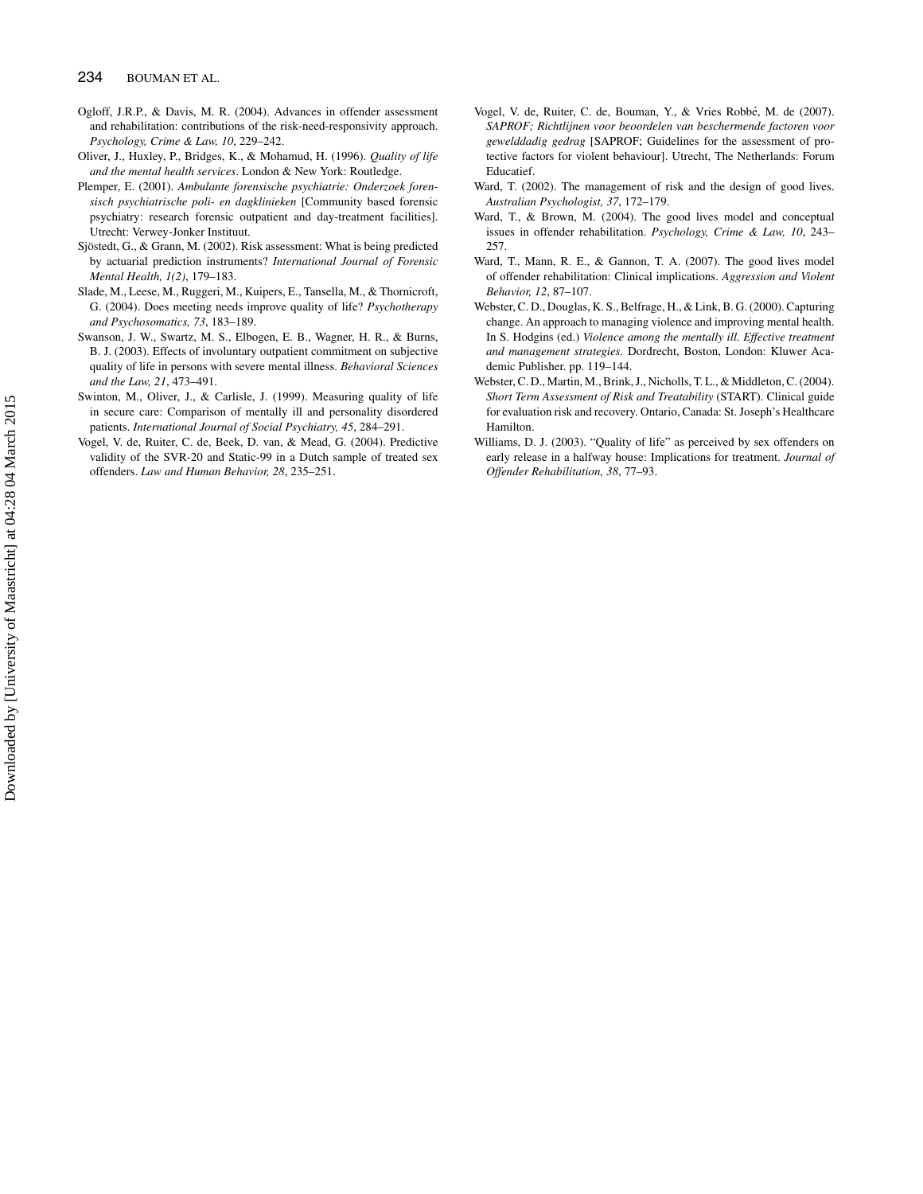Ogloff, J.R.P., & Davis, M. R. (2004). Advances in offender assessment and rehabilitation: contributions of the risk-need-responsivity approach. *Psychology, Crime & Law, 10*, 229–242.

Oliver, J., Huxley, P., Bridges, K., & Mohamud, H. (1996). *Quality of life and the mental health services*. London & New York: Routledge.

Plemper, E. (2001). *Ambulante forensische psychiatrie: Onderzoek forensisch psychiatrische poli- en dagklinieken* [Community based forensic psychiatry: research forensic outpatient and day-treatment facilities]. Utrecht: Verwey-Jonker Instituut.

Sjöstedt, G., & Grann, M. (2002). Risk assessment: What is being predicted by actuarial prediction instruments? *International Journal of Forensic Mental Health, 1(2)*, 179–183.

Slade, M., Leese, M., Ruggeri, M., Kuipers, E., Tansella, M., & Thornicroft, G. (2004). Does meeting needs improve quality of life? *Psychotherapy and Psychosomatics, 73*, 183–189.

Swanson, J. W., Swartz, M. S., Elbogen, E. B., Wagner, H. R., & Burns, B. J. (2003). Effects of involuntary outpatient commitment on subjective quality of life in persons with severe mental illness. *Behavioral Sciences and the Law, 21*, 473–491.

Swinton, M., Oliver, J., & Carlisle, J. (1999). Measuring quality of life in secure care: Comparison of mentally ill and personality disordered patients. *International Journal of Social Psychiatry, 45*, 284–291.

Vogel, V. de, Ruiter, C. de, Beek, D. van, & Mead, G. (2004). Predictive validity of the SVR-20 and Static-99 in a Dutch sample of treated sex offenders. *Law and Human Behavior, 28*, 235–251.

Vogel, V. de, Ruiter, C. de, Bouman, Y., & Vries Robbé, M. de (2007). *SAPROF; Richtlijnen voor beoordelen van beschermende factoren voor gewelddadig gedrag* [SAPROF; Guidelines for the assessment of protective factors for violent behaviour]. Utrecht, The Netherlands: Forum Educatief.

Ward, T. (2002). The management of risk and the design of good lives. *Australian Psychologist, 37*, 172–179.

Ward, T., & Brown, M. (2004). The good lives model and conceptual issues in offender rehabilitation. *Psychology, Crime & Law, 10*, 243–257.

Ward, T., Mann, R. E., & Gannon, T. A. (2007). The good lives model of offender rehabilitation: Clinical implications. *Aggression and Violent Behavior, 12*, 87–107.

Webster, C. D., Douglas, K. S., Belfrage, H., & Link, B. G. (2000). Capturing change. An approach to managing violence and improving mental health. In S. Hodgins (ed.) *Violence among the mentally ill. Effective treatment and management strategies.* Dordrecht, Boston, London: Kluwer Academic Publisher. pp. 119–144.

Webster, C. D., Martin, M., Brink, J., Nicholls, T. L., & Middleton, C. (2004). *Short Term Assessment of Risk and Treatability* (START). Clinical guide for evaluation risk and recovery. Ontario, Canada: St. Joseph's Healthcare Hamilton.

Williams, D. J. (2003). "Quality of life" as perceived by sex offenders on early release in a halfway house: Implications for treatment. *Journal of Offender Rehabilitation, 38*, 77–93.